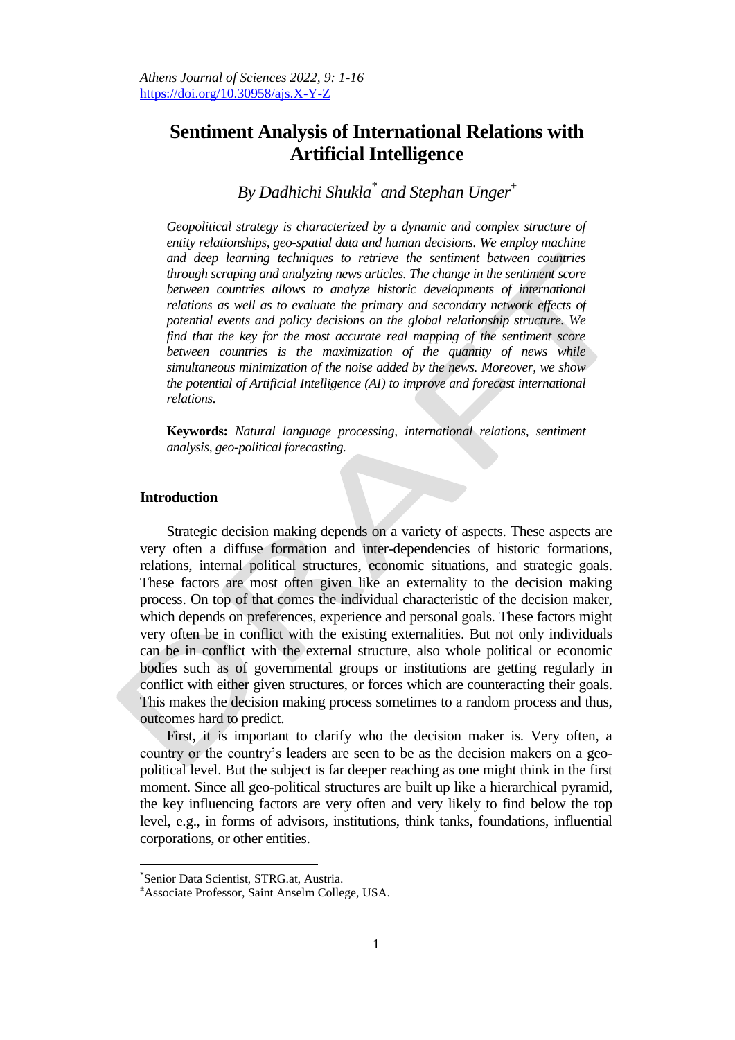# Sentiment Analysis of International Relations with Artificial Intelligence

*By Dadhichi Shukla[*] and Stephan Unger[±]*

*Geopolitical strategy is characterized by a dynamic and complex structure of entity relationships, geo-spatial data and human decisions. We employ machine and deep learning techniques to retrieve the sentiment between countries through scraping and analyzing news articles. The change in the sentiment score between countries allows to analyze historic developments of international relations as well as to evaluate the primary and secondary network effects of potential events and policy decisions on the global relationship structure. We find that the key for the most accurate real mapping of the sentiment score between countries is the maximization of the quantity of news while simultaneous minimization of the noise added by the news. Moreover, we show the potential of Artificial Intelligence (AI) to improve and forecast international relations.*

**Keywords:** *Natural language processing, international relations, sentiment analysis, geo-political forecasting.*

## Introduction

Strategic decision making depends on a variety of aspects. These aspects are very often a diffuse formation and inter-dependencies of historic formations, relations, internal political structures, economic situations, and strategic goals. These factors are most often given like an externality to the decision making process. On top of that comes the individual characteristic of the decision maker, which depends on preferences, experience and personal goals. These factors might very often be in conflict with the existing externalities. But not only individuals can be in conflict with the external structure, also whole political or economic bodies such as of governmental groups or institutions are getting regularly in conflict with either given structures, or forces which are counteracting their goals. This makes the decision making process sometimes to a random process and thus, outcomes hard to predict.

First, it is important to clarify who the decision maker is. Very often, a country or the country's leaders are seen to be as the decision makers on a geo-political level. But the subject is far deeper reaching as one might think in the first moment. Since all geo-political structures are built up like a hierarchical pyramid, the key influencing factors are very often and very likely to find below the top level, e.g., in forms of advisors, institutions, think tanks, foundations, influential corporations, or other entities.

[*]Senior Data Scientist, STRG.at, Austria.
[±]Associate Professor, Saint Anselm College, USA.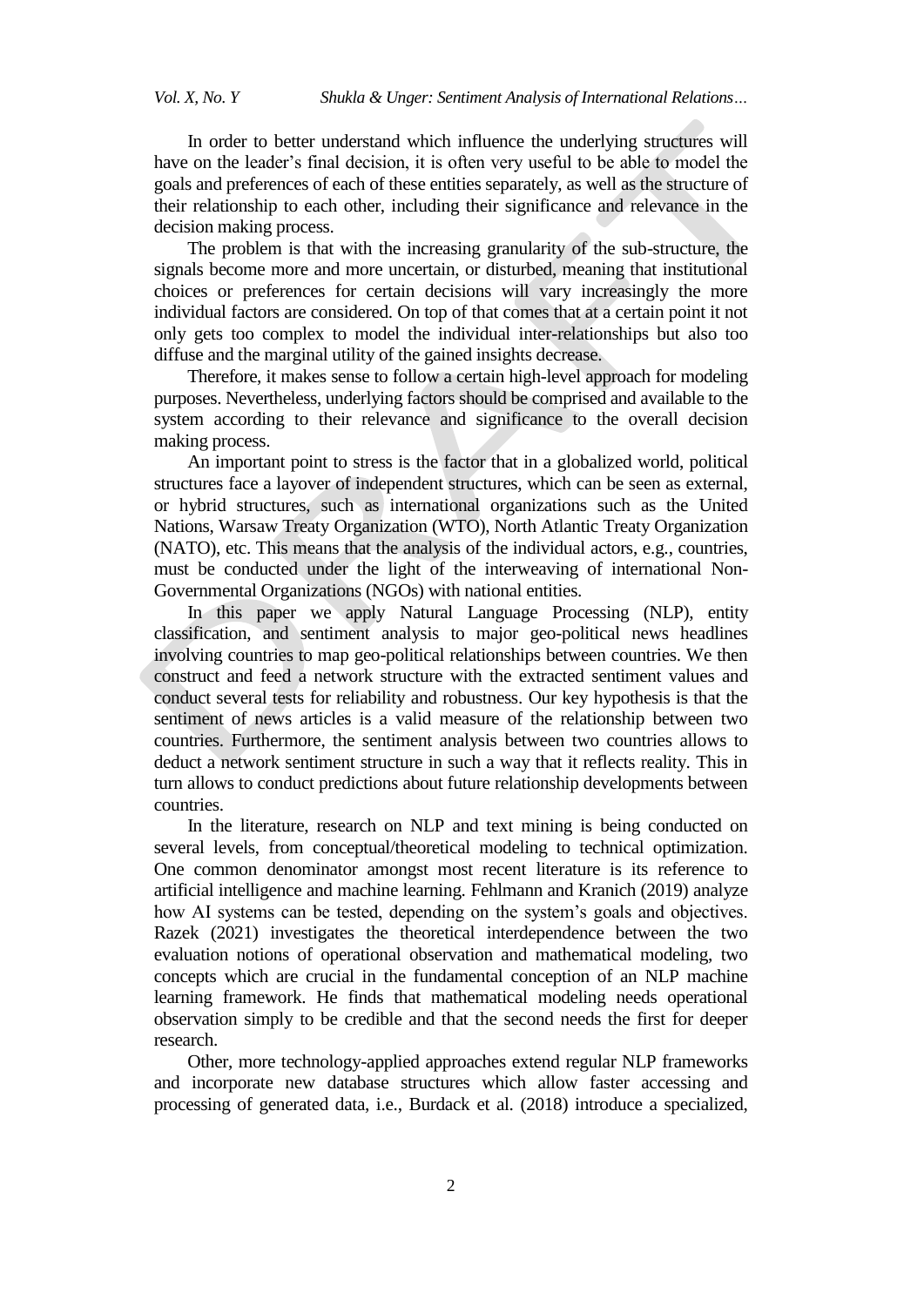In order to better understand which influence the underlying structures will have on the leader's final decision, it is often very useful to be able to model the goals and preferences of each of these entities separately, as well as the structure of their relationship to each other, including their significance and relevance in the decision making process.

The problem is that with the increasing granularity of the sub-structure, the signals become more and more uncertain, or disturbed, meaning that institutional choices or preferences for certain decisions will vary increasingly the more individual factors are considered. On top of that comes that at a certain point it not only gets too complex to model the individual inter-relationships but also too diffuse and the marginal utility of the gained insights decrease.

Therefore, it makes sense to follow a certain high-level approach for modeling purposes. Nevertheless, underlying factors should be comprised and available to the system according to their relevance and significance to the overall decision making process.

An important point to stress is the factor that in a globalized world, political structures face a layover of independent structures, which can be seen as external, or hybrid structures, such as international organizations such as the United Nations, Warsaw Treaty Organization (WTO), North Atlantic Treaty Organization (NATO), etc. This means that the analysis of the individual actors, e.g., countries, must be conducted under the light of the interweaving of international Non-Governmental Organizations (NGOs) with national entities.

In this paper we apply Natural Language Processing (NLP), entity classification, and sentiment analysis to major geo-political news headlines involving countries to map geo-political relationships between countries. We then construct and feed a network structure with the extracted sentiment values and conduct several tests for reliability and robustness. Our key hypothesis is that the sentiment of news articles is a valid measure of the relationship between two countries. Furthermore, the sentiment analysis between two countries allows to deduct a network sentiment structure in such a way that it reflects reality. This in turn allows to conduct predictions about future relationship developments between countries.

In the literature, research on NLP and text mining is being conducted on several levels, from conceptual/theoretical modeling to technical optimization. One common denominator amongst most recent literature is its reference to artificial intelligence and machine learning. Fehlmann and Kranich (2019) analyze how AI systems can be tested, depending on the system's goals and objectives. Razek (2021) investigates the theoretical interdependence between the two evaluation notions of operational observation and mathematical modeling, two concepts which are crucial in the fundamental conception of an NLP machine learning framework. He finds that mathematical modeling needs operational observation simply to be credible and that the second needs the first for deeper research.

Other, more technology-applied approaches extend regular NLP frameworks and incorporate new database structures which allow faster accessing and processing of generated data, i.e., Burdack et al. (2018) introduce a specialized,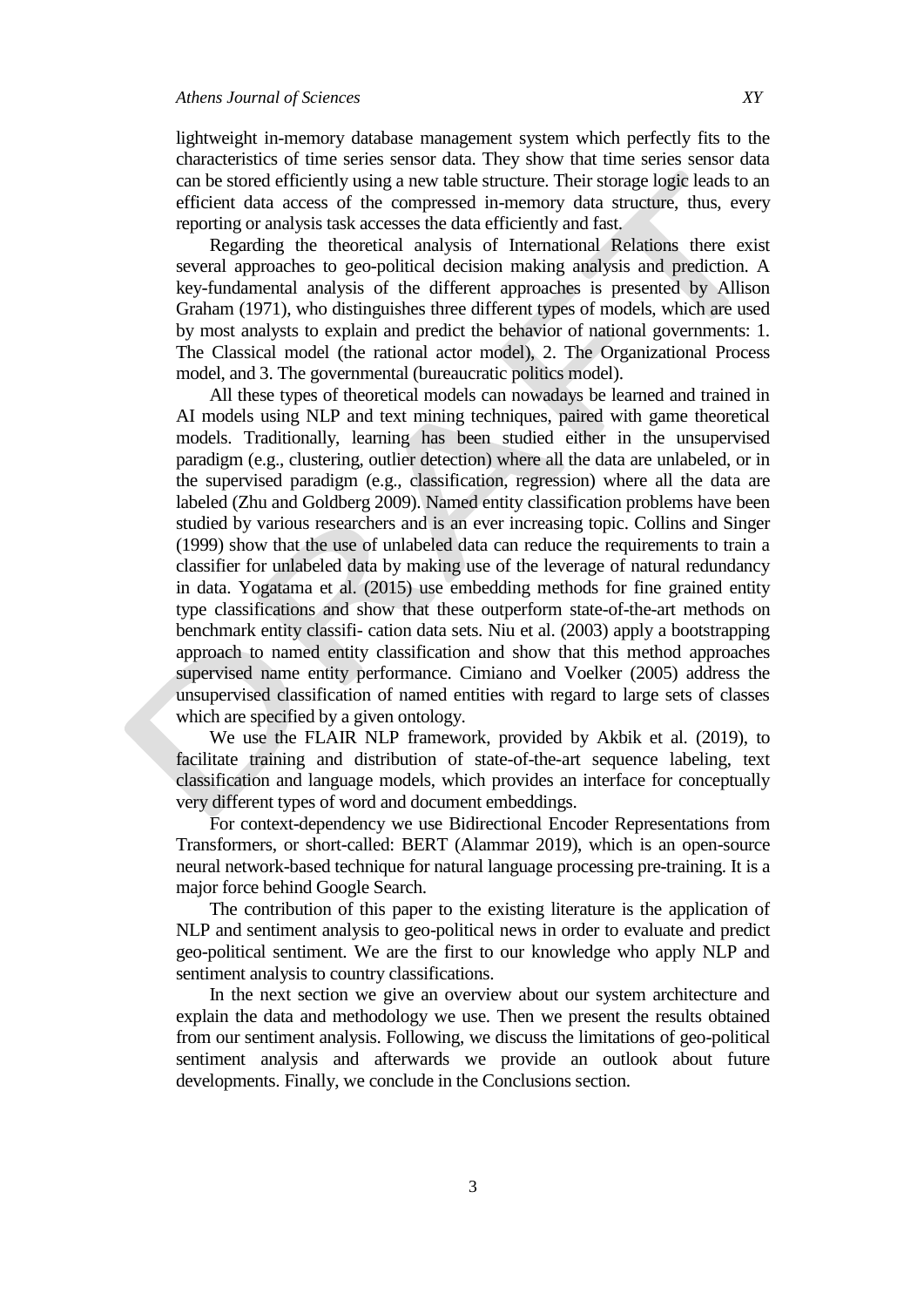lightweight in-memory database management system which perfectly fits to the characteristics of time series sensor data. They show that time series sensor data can be stored efficiently using a new table structure. Their storage logic leads to an efficient data access of the compressed in-memory data structure, thus, every reporting or analysis task accesses the data efficiently and fast.

Regarding the theoretical analysis of International Relations there exist several approaches to geo-political decision making analysis and prediction. A key-fundamental analysis of the different approaches is presented by Allison Graham (1971), who distinguishes three different types of models, which are used by most analysts to explain and predict the behavior of national governments: 1. The Classical model (the rational actor model), 2. The Organizational Process model, and 3. The governmental (bureaucratic politics model).

All these types of theoretical models can nowadays be learned and trained in AI models using NLP and text mining techniques, paired with game theoretical models. Traditionally, learning has been studied either in the unsupervised paradigm (e.g., clustering, outlier detection) where all the data are unlabeled, or in the supervised paradigm (e.g., classification, regression) where all the data are labeled (Zhu and Goldberg 2009). Named entity classification problems have been studied by various researchers and is an ever increasing topic. Collins and Singer (1999) show that the use of unlabeled data can reduce the requirements to train a classifier for unlabeled data by making use of the leverage of natural redundancy in data. Yogatama et al. (2015) use embedding methods for fine grained entity type classifications and show that these outperform state-of-the-art methods on benchmark entity classifi- cation data sets. Niu et al. (2003) apply a bootstrapping approach to named entity classification and show that this method approaches supervised name entity performance. Cimiano and Voelker (2005) address the unsupervised classification of named entities with regard to large sets of classes which are specified by a given ontology.

We use the FLAIR NLP framework, provided by Akbik et al. (2019), to facilitate training and distribution of state-of-the-art sequence labeling, text classification and language models, which provides an interface for conceptually very different types of word and document embeddings.

For context-dependency we use Bidirectional Encoder Representations from Transformers, or short-called: BERT (Alammar 2019), which is an open-source neural network-based technique for natural language processing pre-training. It is a major force behind Google Search.

The contribution of this paper to the existing literature is the application of NLP and sentiment analysis to geo-political news in order to evaluate and predict geo-political sentiment. We are the first to our knowledge who apply NLP and sentiment analysis to country classifications.

In the next section we give an overview about our system architecture and explain the data and methodology we use. Then we present the results obtained from our sentiment analysis. Following, we discuss the limitations of geo-political sentiment analysis and afterwards we provide an outlook about future developments. Finally, we conclude in the Conclusions section.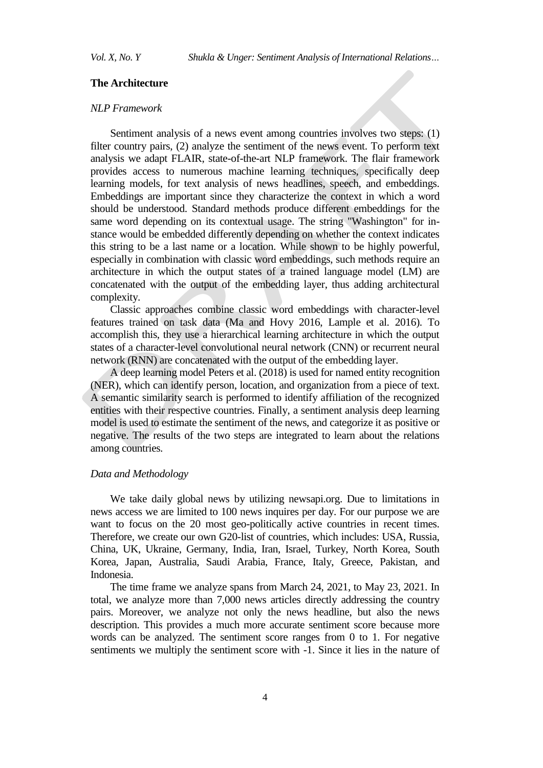**The Architecture**

*NLP Framework*

Sentiment analysis of a news event among countries involves two steps: (1) filter country pairs, (2) analyze the sentiment of the news event. To perform text analysis we adapt FLAIR, state-of-the-art NLP framework. The flair framework provides access to numerous machine learning techniques, specifically deep learning models, for text analysis of news headlines, speech, and embeddings. Embeddings are important since they characterize the context in which a word should be understood. Standard methods produce different embeddings for the same word depending on its contextual usage. The string "Washington" for instance would be embedded differently depending on whether the context indicates this string to be a last name or a location. While shown to be highly powerful, especially in combination with classic word embeddings, such methods require an architecture in which the output states of a trained language model (LM) are concatenated with the output of the embedding layer, thus adding architectural complexity.

Classic approaches combine classic word embeddings with character-level features trained on task data (Ma and Hovy 2016, Lample et al. 2016). To accomplish this, they use a hierarchical learning architecture in which the output states of a character-level convolutional neural network (CNN) or recurrent neural network (RNN) are concatenated with the output of the embedding layer.

A deep learning model Peters et al. (2018) is used for named entity recognition (NER), which can identify person, location, and organization from a piece of text. A semantic similarity search is performed to identify affiliation of the recognized entities with their respective countries. Finally, a sentiment analysis deep learning model is used to estimate the sentiment of the news, and categorize it as positive or negative. The results of the two steps are integrated to learn about the relations among countries.

*Data and Methodology*

We take daily global news by utilizing newsapi.org. Due to limitations in news access we are limited to 100 news inquires per day. For our purpose we are want to focus on the 20 most geo-politically active countries in recent times. Therefore, we create our own G20-list of countries, which includes: USA, Russia, China, UK, Ukraine, Germany, India, Iran, Israel, Turkey, North Korea, South Korea, Japan, Australia, Saudi Arabia, France, Italy, Greece, Pakistan, and Indonesia.

The time frame we analyze spans from March 24, 2021, to May 23, 2021. In total, we analyze more than 7,000 news articles directly addressing the country pairs. Moreover, we analyze not only the news headline, but also the news description. This provides a much more accurate sentiment score because more words can be analyzed. The sentiment score ranges from 0 to 1. For negative sentiments we multiply the sentiment score with -1. Since it lies in the nature of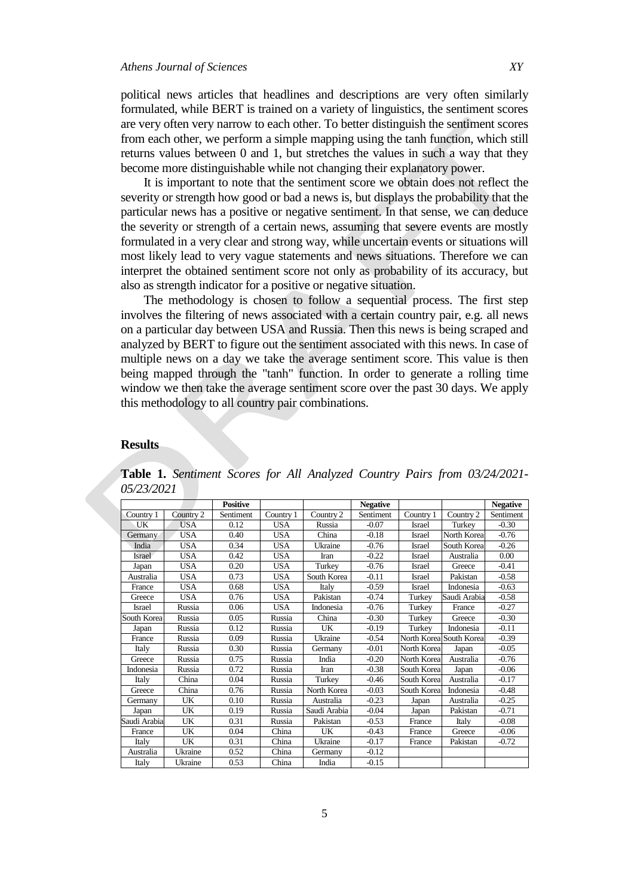political news articles that headlines and descriptions are very often similarly formulated, while BERT is trained on a variety of linguistics, the sentiment scores are very often very narrow to each other. To better distinguish the sentiment scores from each other, we perform a simple mapping using the tanh function, which still returns values between 0 and 1, but stretches the values in such a way that they become more distinguishable while not changing their explanatory power.

It is important to note that the sentiment score we obtain does not reflect the severity or strength how good or bad a news is, but displays the probability that the particular news has a positive or negative sentiment. In that sense, we can deduce the severity or strength of a certain news, assuming that severe events are mostly formulated in a very clear and strong way, while uncertain events or situations will most likely lead to very vague statements and news situations. Therefore we can interpret the obtained sentiment score not only as probability of its accuracy, but also as strength indicator for a positive or negative situation.

The methodology is chosen to follow a sequential process. The first step involves the filtering of news associated with a certain country pair, e.g. all news on a particular day between USA and Russia. Then this news is being scraped and analyzed by BERT to figure out the sentiment associated with this news. In case of multiple news on a day we take the average sentiment score. This value is then being mapped through the "tanh" function. In order to generate a rolling time window we then take the average sentiment score over the past 30 days. We apply this methodology to all country pair combinations.

## Results

**Table 1.** *Sentiment Scores for All Analyzed Country Pairs from 03/24/2021-05/23/2021*

| Country 1 | Country 2 | **Positive** Sentiment | Country 1 | Country 2 | **Negative** Sentiment | Country 1 | Country 2 | **Negative** Sentiment |
|---|---|---|---|---|---|---|---|---|
| UK | USA | 0.12 | USA | Russia | -0.07 | Israel | Turkey | -0.30 |
| Germany | USA | 0.40 | USA | China | -0.18 | Israel | North Korea | -0.76 |
| India | USA | 0.34 | USA | Ukraine | -0.76 | Israel | South Korea | -0.26 |
| Israel | USA | 0.42 | USA | Iran | -0.22 | Israel | Australia | 0.00 |
| Japan | USA | 0.20 | USA | Turkey | -0.76 | Israel | Greece | -0.41 |
| Australia | USA | 0.73 | USA | South Korea | -0.11 | Israel | Pakistan | -0.58 |
| France | USA | 0.68 | USA | Italy | -0.59 | Israel | Indonesia | -0.63 |
| Greece | USA | 0.76 | USA | Pakistan | -0.74 | Turkey | Saudi Arabia | -0.58 |
| Israel | Russia | 0.06 | USA | Indonesia | -0.76 | Turkey | France | -0.27 |
| South Korea | Russia | 0.05 | Russia | China | -0.30 | Turkey | Greece | -0.30 |
| Japan | Russia | 0.12 | Russia | UK | -0.19 | Turkey | Indonesia | -0.11 |
| France | Russia | 0.09 | Russia | Ukraine | -0.54 | North Korea | South Korea | -0.39 |
| Italy | Russia | 0.30 | Russia | Germany | -0.01 | North Korea | Japan | -0.05 |
| Greece | Russia | 0.75 | Russia | India | -0.20 | North Korea | Australia | -0.76 |
| Indonesia | Russia | 0.72 | Russia | Iran | -0.38 | South Korea | Japan | -0.06 |
| Italy | China | 0.04 | Russia | Turkey | -0.46 | South Korea | Australia | -0.17 |
| Greece | China | 0.76 | Russia | North Korea | -0.03 | South Korea | Indonesia | -0.48 |
| Germany | UK | 0.10 | Russia | Australia | -0.23 | Japan | Australia | -0.25 |
| Japan | UK | 0.19 | Russia | Saudi Arabia | -0.04 | Japan | Pakistan | -0.71 |
| Saudi Arabia | UK | 0.31 | Russia | Pakistan | -0.53 | France | Italy | -0.08 |
| France | UK | 0.04 | China | UK | -0.43 | France | Greece | -0.06 |
| Italy | UK | 0.31 | China | Ukraine | -0.17 | France | Pakistan | -0.72 |
| Australia | Ukraine | 0.52 | China | Germany | -0.12 | | | |
| Italy | Ukraine | 0.53 | China | India | -0.15 | | | |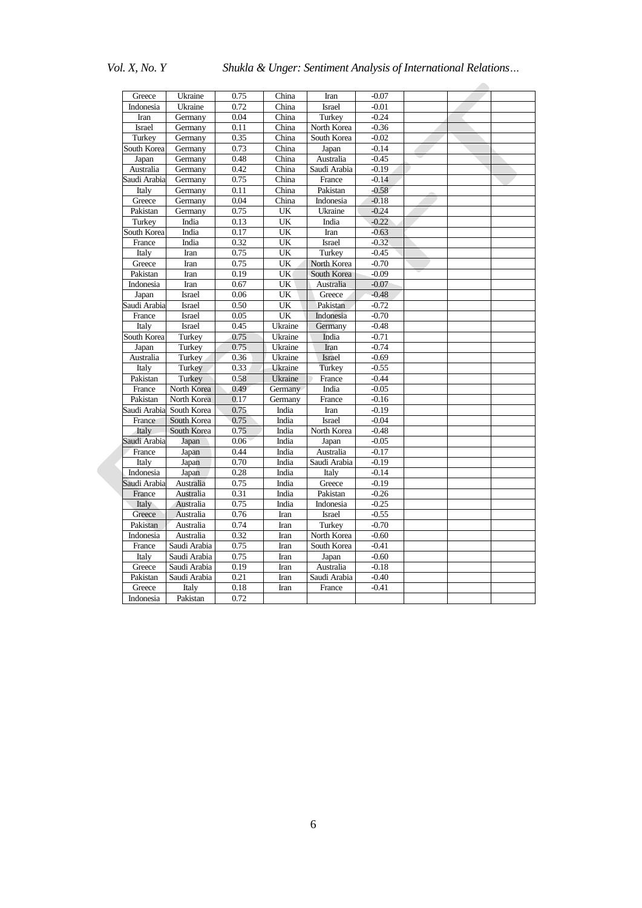| Greece | Ukraine | 0.75 | China | Iran | -0.07 | | | |
|---|---|---|---|---|---|---|---|---|
| Indonesia | Ukraine | 0.72 | China | Israel | -0.01 | | | |
| Iran | Germany | 0.04 | China | Turkey | -0.24 | | | |
| Israel | Germany | 0.11 | China | North Korea | -0.36 | | | |
| Turkey | Germany | 0.35 | China | South Korea | -0.02 | | | |
| South Korea | Germany | 0.73 | China | Japan | -0.14 | | | |
| Japan | Germany | 0.48 | China | Australia | -0.45 | | | |
| Australia | Germany | 0.42 | China | Saudi Arabia | -0.19 | | | |
| Saudi Arabia | Germany | 0.75 | China | France | -0.14 | | | |
| Italy | Germany | 0.11 | China | Pakistan | -0.58 | | | |
| Greece | Germany | 0.04 | China | Indonesia | -0.18 | | | |
| Pakistan | Germany | 0.75 | UK | Ukraine | -0.24 | | | |
| Turkey | India | 0.13 | UK | India | -0.22 | | | |
| South Korea | India | 0.17 | UK | Iran | -0.63 | | | |
| France | India | 0.32 | UK | Israel | -0.32 | | | |
| Italy | Iran | 0.75 | UK | Turkey | -0.45 | | | |
| Greece | Iran | 0.75 | UK | North Korea | -0.70 | | | |
| Pakistan | Iran | 0.19 | UK | South Korea | -0.09 | | | |
| Indonesia | Iran | 0.67 | UK | Australia | -0.07 | | | |
| Japan | Israel | 0.06 | UK | Greece | -0.48 | | | |
| Saudi Arabia | Israel | 0.50 | UK | Pakistan | -0.72 | | | |
| France | Israel | 0.05 | UK | Indonesia | -0.70 | | | |
| Italy | Israel | 0.45 | Ukraine | Germany | -0.48 | | | |
| South Korea | Turkey | 0.75 | Ukraine | India | -0.71 | | | |
| Japan | Turkey | 0.75 | Ukraine | Iran | -0.74 | | | |
| Australia | Turkey | 0.36 | Ukraine | Israel | -0.69 | | | |
| Italy | Turkey | 0.33 | Ukraine | Turkey | -0.55 | | | |
| Pakistan | Turkey | 0.58 | Ukraine | France | -0.44 | | | |
| France | North Korea | 0.49 | Germany | India | -0.05 | | | |
| Pakistan | North Korea | 0.17 | Germany | France | -0.16 | | | |
| Saudi Arabia | South Korea | 0.75 | India | Iran | -0.19 | | | |
| France | South Korea | 0.75 | India | Israel | -0.04 | | | |
| Italy | South Korea | 0.75 | India | North Korea | -0.48 | | | |
| Saudi Arabia | Japan | 0.06 | India | Japan | -0.05 | | | |
| France | Japan | 0.44 | India | Australia | -0.17 | | | |
| Italy | Japan | 0.70 | India | Saudi Arabia | -0.19 | | | |
| Indonesia | Japan | 0.28 | India | Italy | -0.14 | | | |
| Saudi Arabia | Australia | 0.75 | India | Greece | -0.19 | | | |
| France | Australia | 0.31 | India | Pakistan | -0.26 | | | |
| Italy | Australia | 0.75 | India | Indonesia | -0.25 | | | |
| Greece | Australia | 0.76 | Iran | Israel | -0.55 | | | |
| Pakistan | Australia | 0.74 | Iran | Turkey | -0.70 | | | |
| Indonesia | Australia | 0.32 | Iran | North Korea | -0.60 | | | |
| France | Saudi Arabia | 0.75 | Iran | South Korea | -0.41 | | | |
| Italy | Saudi Arabia | 0.75 | Iran | Japan | -0.60 | | | |
| Greece | Saudi Arabia | 0.19 | Iran | Australia | -0.18 | | | |
| Pakistan | Saudi Arabia | 0.21 | Iran | Saudi Arabia | -0.40 | | | |
| Greece | Italy | 0.18 | Iran | France | -0.41 | | | |
| Indonesia | Pakistan | 0.72 | | | | | | |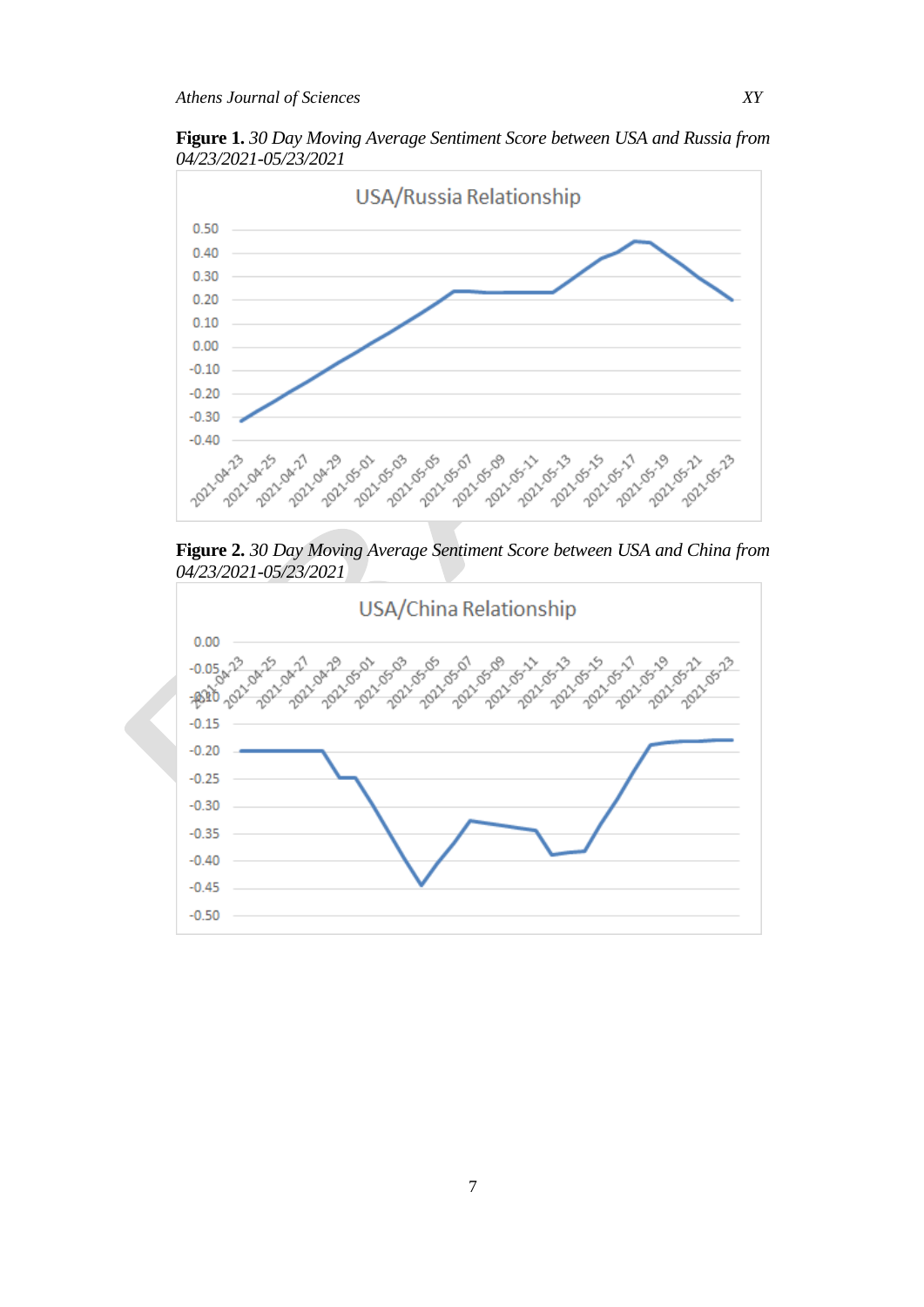**Figure 1.** *30 Day Moving Average Sentiment Score between USA and Russia from 04/23/2021-05/23/2021*

**Figure 2.** *30 Day Moving Average Sentiment Score between USA and China from 04/23/2021-05/23/2021*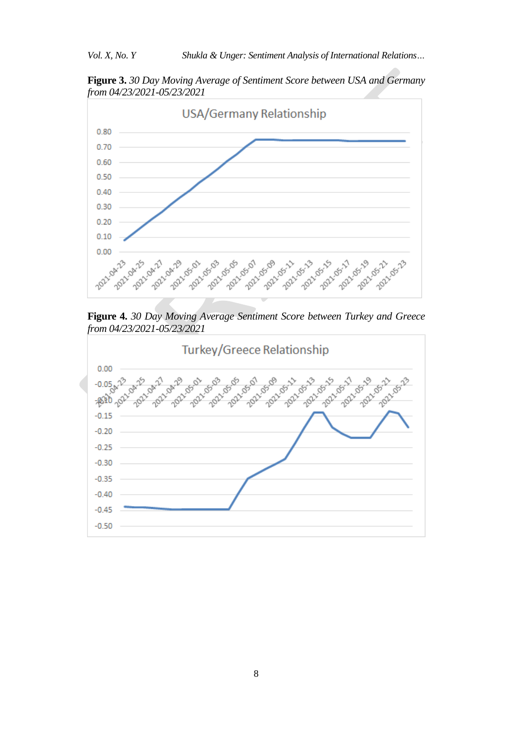**Figure 3.** *30 Day Moving Average of Sentiment Score between USA and Germany from 04/23/2021-05/23/2021*

**Figure 4.** *30 Day Moving Average Sentiment Score between Turkey and Greece from 04/23/2021-05/23/2021*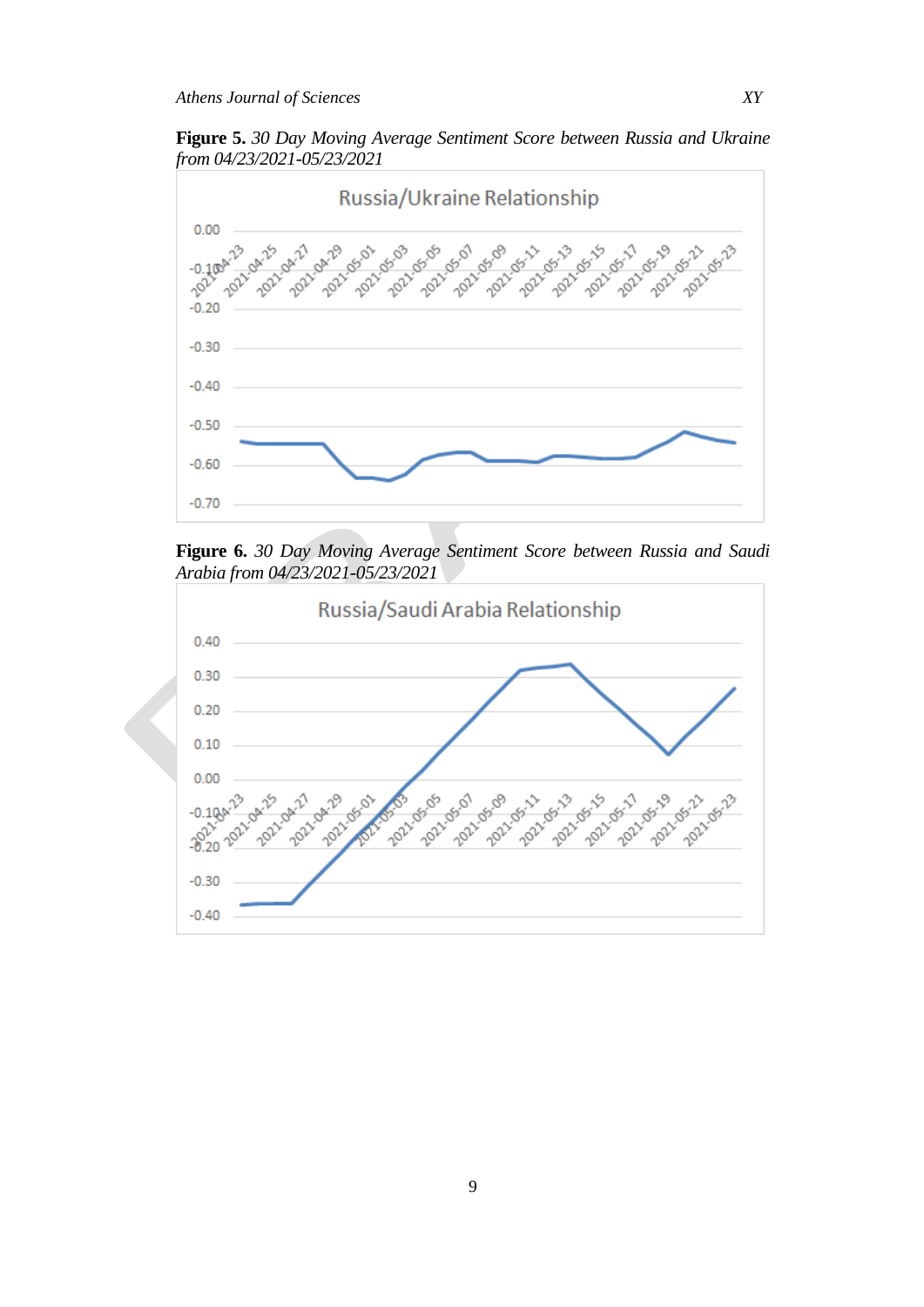**Figure 5.** *30 Day Moving Average Sentiment Score between Russia and Ukraine from 04/23/2021-05/23/2021*

**Figure 6.** *30 Day Moving Average Sentiment Score between Russia and Saudi Arabia from 04/23/2021-05/23/2021*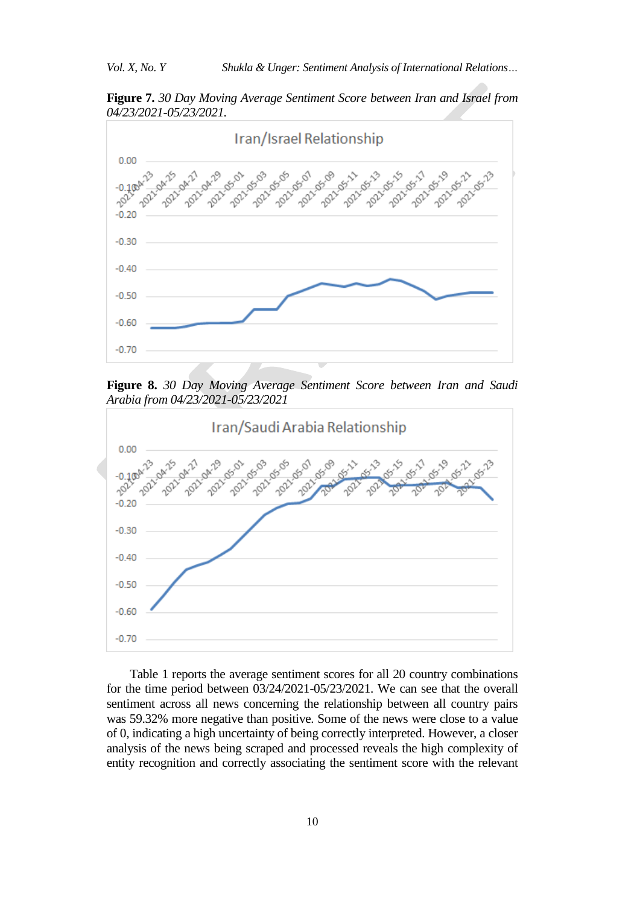**Figure 7.** *30 Day Moving Average Sentiment Score between Iran and Israel from 04/23/2021-05/23/2021.*

**Figure 8.** *30 Day Moving Average Sentiment Score between Iran and Saudi Arabia from 04/23/2021-05/23/2021*

Table 1 reports the average sentiment scores for all 20 country combinations for the time period between 03/24/2021-05/23/2021. We can see that the overall sentiment across all news concerning the relationship between all country pairs was 59.32% more negative than positive. Some of the news were close to a value of 0, indicating a high uncertainty of being correctly interpreted. However, a closer analysis of the news being scraped and processed reveals the high complexity of entity recognition and correctly associating the sentiment score with the relevant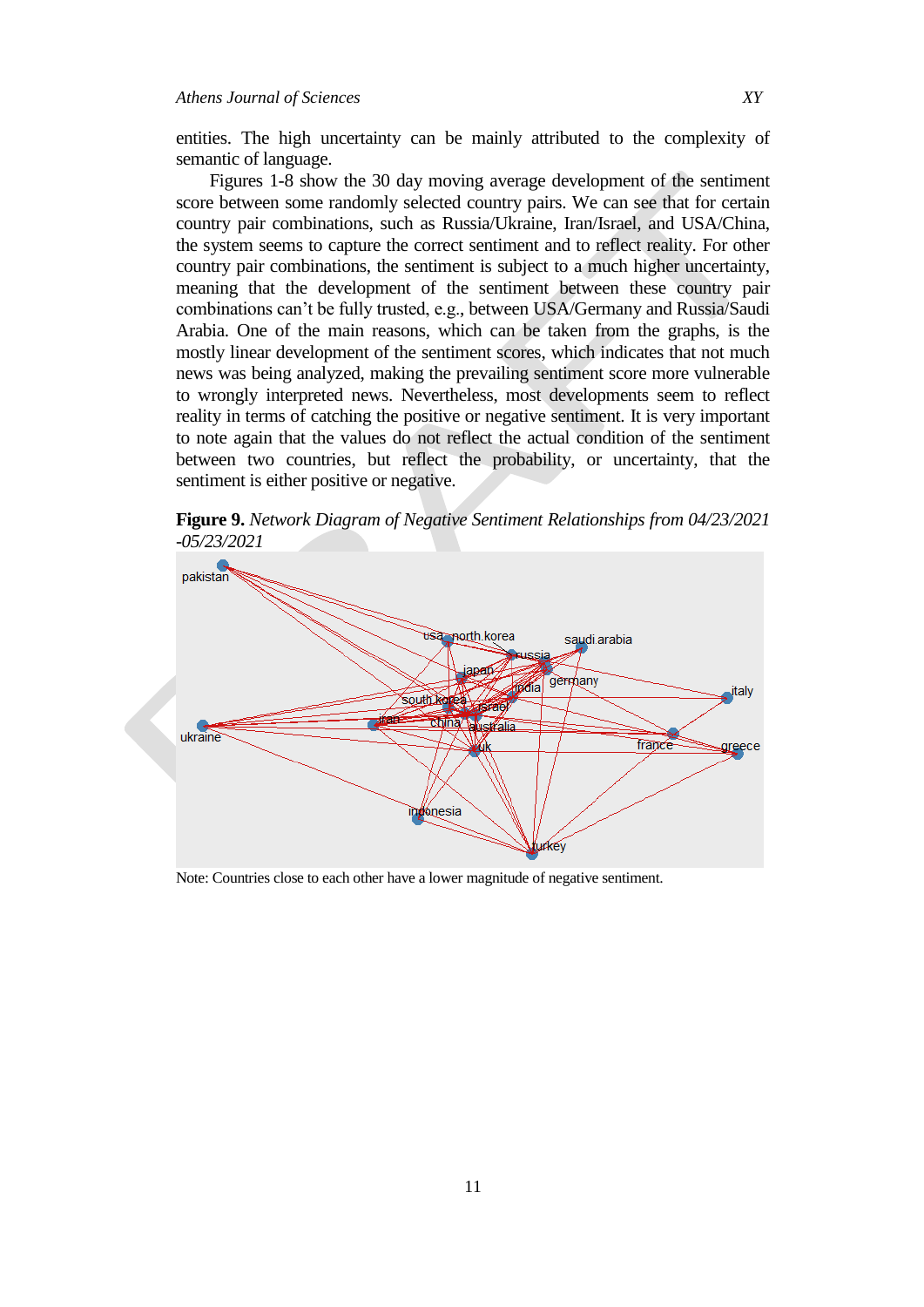entities. The high uncertainty can be mainly attributed to the complexity of semantic of language.

Figures 1-8 show the 30 day moving average development of the sentiment score between some randomly selected country pairs. We can see that for certain country pair combinations, such as Russia/Ukraine, Iran/Israel, and USA/China, the system seems to capture the correct sentiment and to reflect reality. For other country pair combinations, the sentiment is subject to a much higher uncertainty, meaning that the development of the sentiment between these country pair combinations can't be fully trusted, e.g., between USA/Germany and Russia/Saudi Arabia. One of the main reasons, which can be taken from the graphs, is the mostly linear development of the sentiment scores, which indicates that not much news was being analyzed, making the prevailing sentiment score more vulnerable to wrongly interpreted news. Nevertheless, most developments seem to reflect reality in terms of catching the positive or negative sentiment. It is very important to note again that the values do not reflect the actual condition of the sentiment between two countries, but reflect the probability, or uncertainty, that the sentiment is either positive or negative.

**Figure 9.** *Network Diagram of Negative Sentiment Relationships from 04/23/2021 -05/23/2021*

Note: Countries close to each other have a lower magnitude of negative sentiment.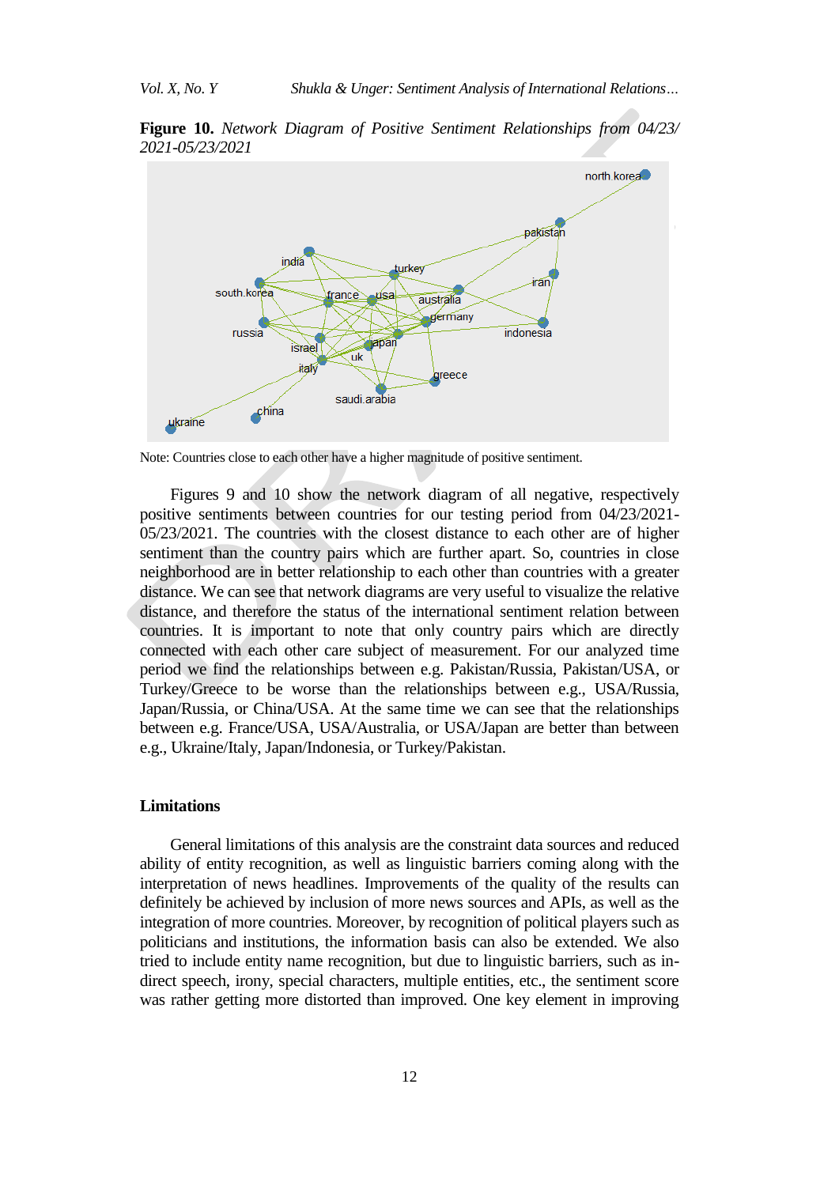**Figure 10.** *Network Diagram of Positive Sentiment Relationships from 04/23/ 2021-05/23/2021*

Note: Countries close to each other have a higher magnitude of positive sentiment.

Figures 9 and 10 show the network diagram of all negative, respectively positive sentiments between countries for our testing period from 04/23/2021-05/23/2021. The countries with the closest distance to each other are of higher sentiment than the country pairs which are further apart. So, countries in close neighborhood are in better relationship to each other than countries with a greater distance. We can see that network diagrams are very useful to visualize the relative distance, and therefore the status of the international sentiment relation between countries. It is important to note that only country pairs which are directly connected with each other care subject of measurement. For our analyzed time period we find the relationships between e.g. Pakistan/Russia, Pakistan/USA, or Turkey/Greece to be worse than the relationships between e.g., USA/Russia, Japan/Russia, or China/USA. At the same time we can see that the relationships between e.g. France/USA, USA/Australia, or USA/Japan are better than between e.g., Ukraine/Italy, Japan/Indonesia, or Turkey/Pakistan.

### Limitations

General limitations of this analysis are the constraint data sources and reduced ability of entity recognition, as well as linguistic barriers coming along with the interpretation of news headlines. Improvements of the quality of the results can definitely be achieved by inclusion of more news sources and APIs, as well as the integration of more countries. Moreover, by recognition of political players such as politicians and institutions, the information basis can also be extended. We also tried to include entity name recognition, but due to linguistic barriers, such as in-direct speech, irony, special characters, multiple entities, etc., the sentiment score was rather getting more distorted than improved. One key element in improving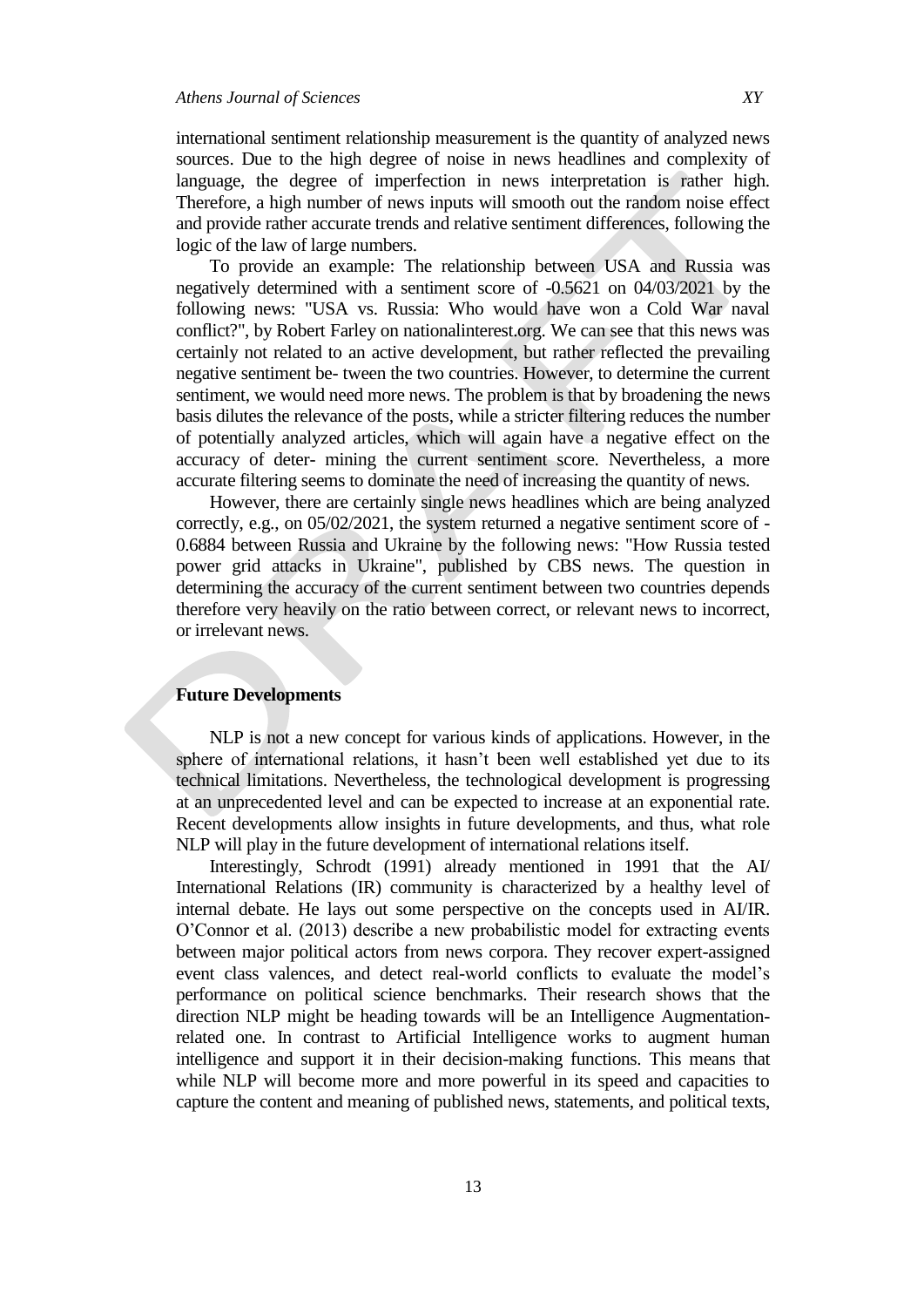international sentiment relationship measurement is the quantity of analyzed news sources. Due to the high degree of noise in news headlines and complexity of language, the degree of imperfection in news interpretation is rather high. Therefore, a high number of news inputs will smooth out the random noise effect and provide rather accurate trends and relative sentiment differences, following the logic of the law of large numbers.

To provide an example: The relationship between USA and Russia was negatively determined with a sentiment score of -0.5621 on 04/03/2021 by the following news: "USA vs. Russia: Who would have won a Cold War naval conflict?", by Robert Farley on nationalinterest.org. We can see that this news was certainly not related to an active development, but rather reflected the prevailing negative sentiment be- tween the two countries. However, to determine the current sentiment, we would need more news. The problem is that by broadening the news basis dilutes the relevance of the posts, while a stricter filtering reduces the number of potentially analyzed articles, which will again have a negative effect on the accuracy of deter- mining the current sentiment score. Nevertheless, a more accurate filtering seems to dominate the need of increasing the quantity of news.

However, there are certainly single news headlines which are being analyzed correctly, e.g., on 05/02/2021, the system returned a negative sentiment score of -0.6884 between Russia and Ukraine by the following news: "How Russia tested power grid attacks in Ukraine", published by CBS news. The question in determining the accuracy of the current sentiment between two countries depends therefore very heavily on the ratio between correct, or relevant news to incorrect, or irrelevant news.

## Future Developments

NLP is not a new concept for various kinds of applications. However, in the sphere of international relations, it hasn't been well established yet due to its technical limitations. Nevertheless, the technological development is progressing at an unprecedented level and can be expected to increase at an exponential rate. Recent developments allow insights in future developments, and thus, what role NLP will play in the future development of international relations itself.

Interestingly, Schrodt (1991) already mentioned in 1991 that the AI/ International Relations (IR) community is characterized by a healthy level of internal debate. He lays out some perspective on the concepts used in AI/IR. O'Connor et al. (2013) describe a new probabilistic model for extracting events between major political actors from news corpora. They recover expert-assigned event class valences, and detect real-world conflicts to evaluate the model's performance on political science benchmarks. Their research shows that the direction NLP might be heading towards will be an Intelligence Augmentation-related one. In contrast to Artificial Intelligence works to augment human intelligence and support it in their decision-making functions. This means that while NLP will become more and more powerful in its speed and capacities to capture the content and meaning of published news, statements, and political texts,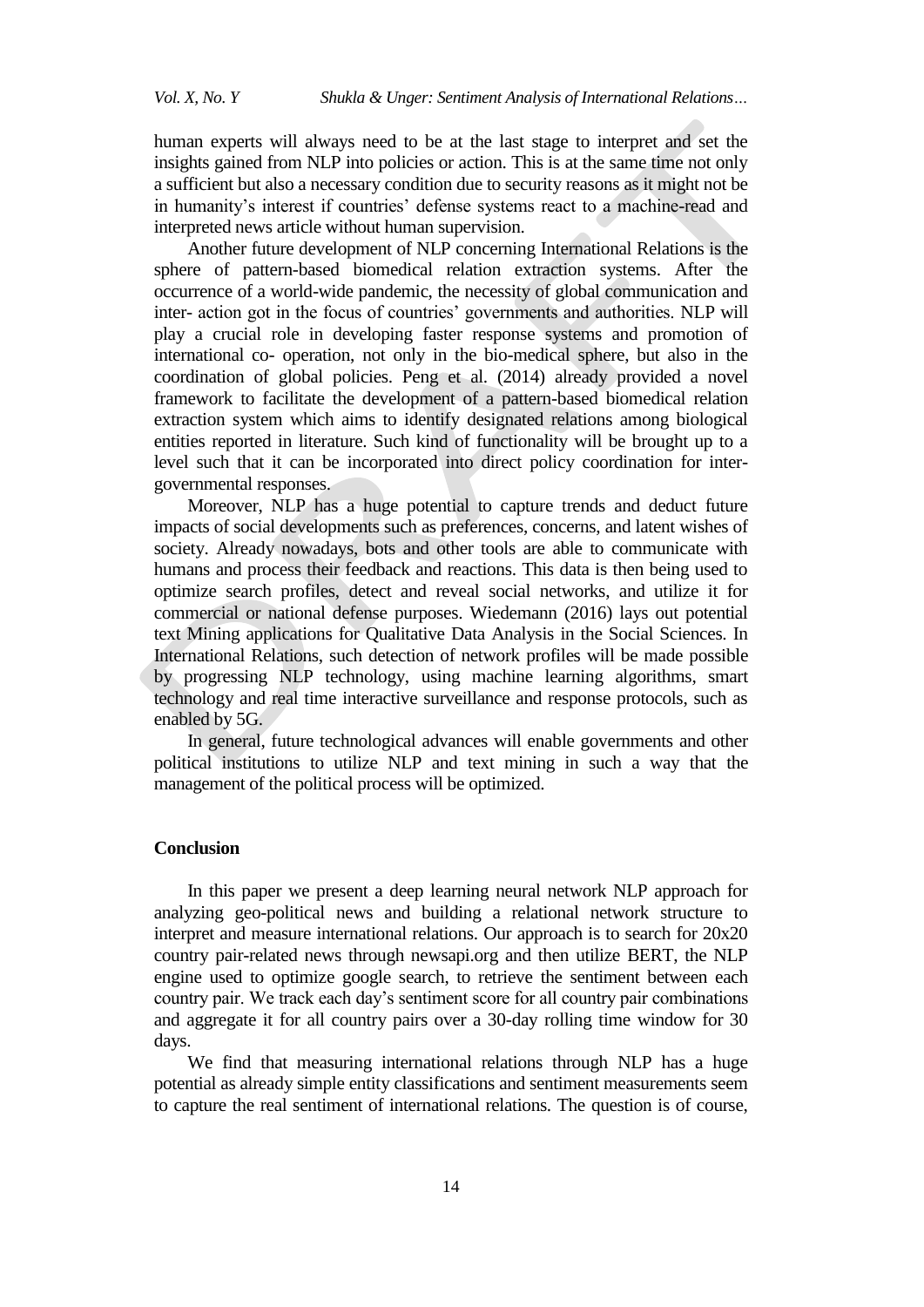human experts will always need to be at the last stage to interpret and set the insights gained from NLP into policies or action. This is at the same time not only a sufficient but also a necessary condition due to security reasons as it might not be in humanity's interest if countries' defense systems react to a machine-read and interpreted news article without human supervision.

Another future development of NLP concerning International Relations is the sphere of pattern-based biomedical relation extraction systems. After the occurrence of a world-wide pandemic, the necessity of global communication and inter- action got in the focus of countries' governments and authorities. NLP will play a crucial role in developing faster response systems and promotion of international co- operation, not only in the bio-medical sphere, but also in the coordination of global policies. Peng et al. (2014) already provided a novel framework to facilitate the development of a pattern-based biomedical relation extraction system which aims to identify designated relations among biological entities reported in literature. Such kind of functionality will be brought up to a level such that it can be incorporated into direct policy coordination for inter-governmental responses.

Moreover, NLP has a huge potential to capture trends and deduct future impacts of social developments such as preferences, concerns, and latent wishes of society. Already nowadays, bots and other tools are able to communicate with humans and process their feedback and reactions. This data is then being used to optimize search profiles, detect and reveal social networks, and utilize it for commercial or national defense purposes. Wiedemann (2016) lays out potential text Mining applications for Qualitative Data Analysis in the Social Sciences. In International Relations, such detection of network profiles will be made possible by progressing NLP technology, using machine learning algorithms, smart technology and real time interactive surveillance and response protocols, such as enabled by 5G.

In general, future technological advances will enable governments and other political institutions to utilize NLP and text mining in such a way that the management of the political process will be optimized.

## Conclusion

In this paper we present a deep learning neural network NLP approach for analyzing geo-political news and building a relational network structure to interpret and measure international relations. Our approach is to search for 20x20 country pair-related news through newsapi.org and then utilize BERT, the NLP engine used to optimize google search, to retrieve the sentiment between each country pair. We track each day's sentiment score for all country pair combinations and aggregate it for all country pairs over a 30-day rolling time window for 30 days.

We find that measuring international relations through NLP has a huge potential as already simple entity classifications and sentiment measurements seem to capture the real sentiment of international relations. The question is of course,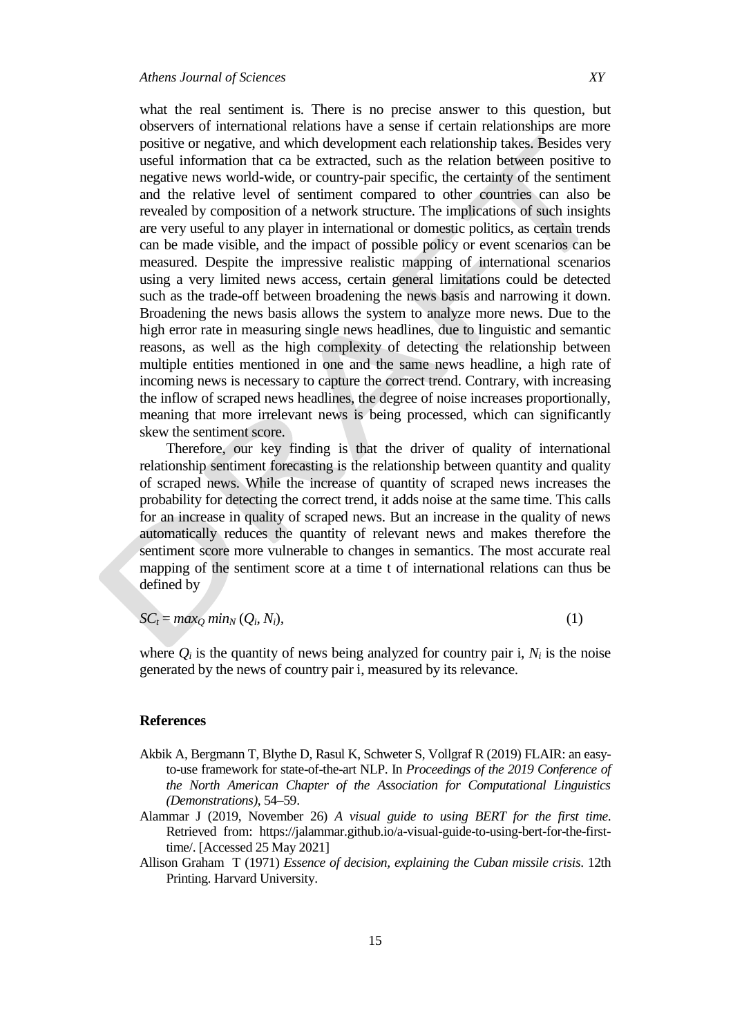what the real sentiment is. There is no precise answer to this question, but observers of international relations have a sense if certain relationships are more positive or negative, and which development each relationship takes. Besides very useful information that ca be extracted, such as the relation between positive to negative news world-wide, or country-pair specific, the certainty of the sentiment and the relative level of sentiment compared to other countries can also be revealed by composition of a network structure. The implications of such insights are very useful to any player in international or domestic politics, as certain trends can be made visible, and the impact of possible policy or event scenarios can be measured. Despite the impressive realistic mapping of international scenarios using a very limited news access, certain general limitations could be detected such as the trade-off between broadening the news basis and narrowing it down. Broadening the news basis allows the system to analyze more news. Due to the high error rate in measuring single news headlines, due to linguistic and semantic reasons, as well as the high complexity of detecting the relationship between multiple entities mentioned in one and the same news headline, a high rate of incoming news is necessary to capture the correct trend. Contrary, with increasing the inflow of scraped news headlines, the degree of noise increases proportionally, meaning that more irrelevant news is being processed, which can significantly skew the sentiment score.

Therefore, our key finding is that the driver of quality of international relationship sentiment forecasting is the relationship between quantity and quality of scraped news. While the increase of quantity of scraped news increases the probability for detecting the correct trend, it adds noise at the same time. This calls for an increase in quality of scraped news. But an increase in the quality of news automatically reduces the quantity of relevant news and makes therefore the sentiment score more vulnerable to changes in semantics. The most accurate real mapping of the sentiment score at a time t of international relations can thus be defined by

$$SC_t = max_Q \, min_N \, (Q_i, N_i), \quad (1)$$

where $Q_i$ is the quantity of news being analyzed for country pair i, $N_i$ is the noise generated by the news of country pair i, measured by its relevance.

## References

Akbik A, Bergmann T, Blythe D, Rasul K, Schweter S, Vollgraf R (2019) FLAIR: an easy-to-use framework for state-of-the-art NLP. In *Proceedings of the 2019 Conference of the North American Chapter of the Association for Computational Linguistics (Demonstrations)*, 54–59.

Alammar J (2019, November 26) *A visual guide to using BERT for the first time*. Retrieved from: https://jalammar.github.io/a-visual-guide-to-using-bert-for-the-first-time/. [Accessed 25 May 2021]

Allison Graham T (1971) *Essence of decision, explaining the Cuban missile crisis*. 12th Printing. Harvard University.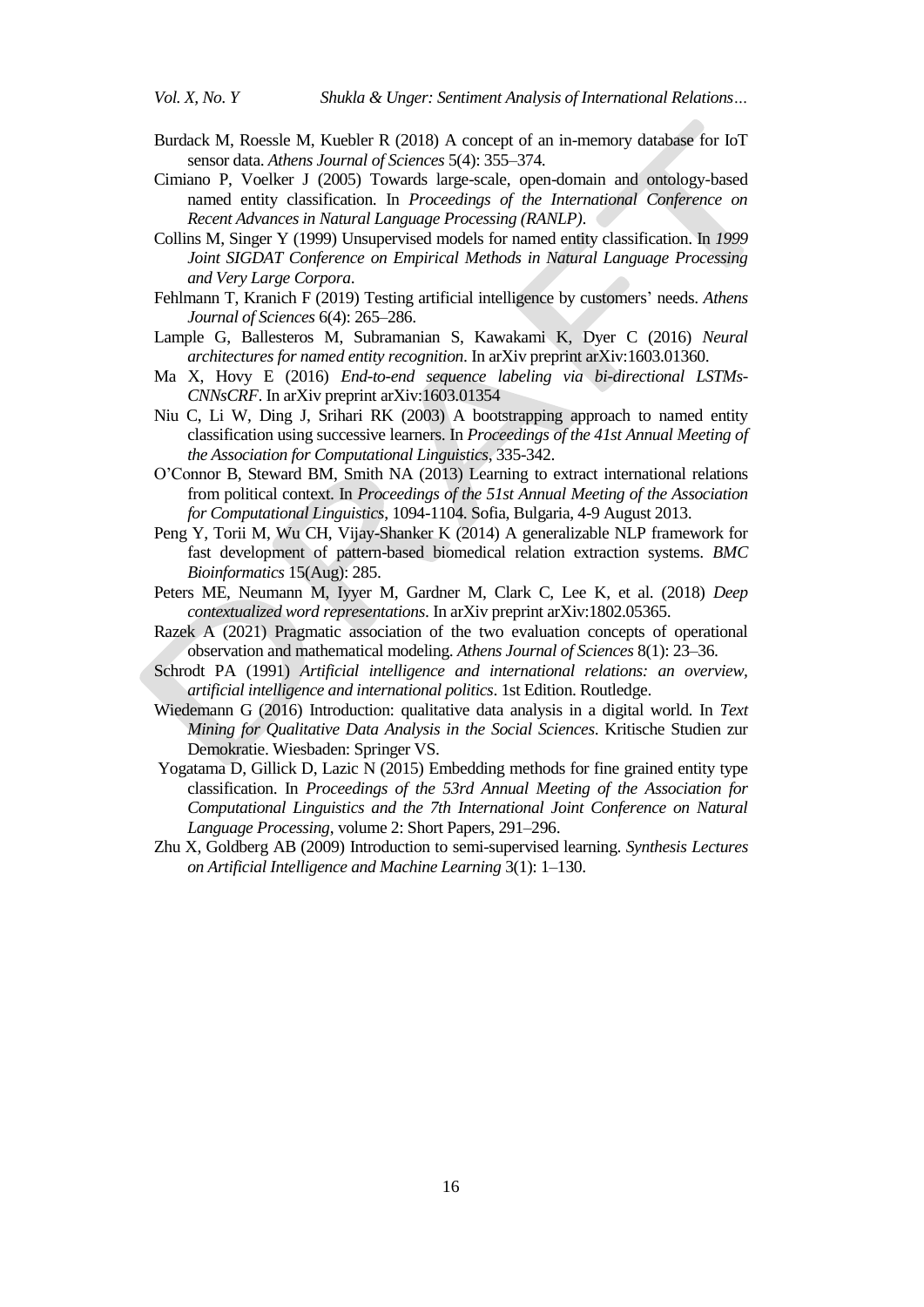Burdack M, Roessle M, Kuebler R (2018) A concept of an in-memory database for IoT sensor data. *Athens Journal of Sciences* 5(4): 355–374.

Cimiano P, Voelker J (2005) Towards large-scale, open-domain and ontology-based named entity classification. In *Proceedings of the International Conference on Recent Advances in Natural Language Processing (RANLP)*.

Collins M, Singer Y (1999) Unsupervised models for named entity classification. In *1999 Joint SIGDAT Conference on Empirical Methods in Natural Language Processing and Very Large Corpora*.

Fehlmann T, Kranich F (2019) Testing artificial intelligence by customers' needs. *Athens Journal of Sciences* 6(4): 265–286.

Lample G, Ballesteros M, Subramanian S, Kawakami K, Dyer C (2016) *Neural architectures for named entity recognition*. In arXiv preprint arXiv:1603.01360.

Ma X, Hovy E (2016) *End-to-end sequence labeling via bi-directional LSTMs-CNNsCRF*. In arXiv preprint arXiv:1603.01354

Niu C, Li W, Ding J, Srihari RK (2003) A bootstrapping approach to named entity classification using successive learners. In *Proceedings of the 41st Annual Meeting of the Association for Computational Linguistics*, 335-342.

O'Connor B, Steward BM, Smith NA (2013) Learning to extract international relations from political context. In *Proceedings of the 51st Annual Meeting of the Association for Computational Linguistics*, 1094-1104. Sofia, Bulgaria, 4-9 August 2013.

Peng Y, Torii M, Wu CH, Vijay-Shanker K (2014) A generalizable NLP framework for fast development of pattern-based biomedical relation extraction systems. *BMC Bioinformatics* 15(Aug): 285.

Peters ME, Neumann M, Iyyer M, Gardner M, Clark C, Lee K, et al. (2018) *Deep contextualized word representations*. In arXiv preprint arXiv:1802.05365.

Razek A (2021) Pragmatic association of the two evaluation concepts of operational observation and mathematical modeling. *Athens Journal of Sciences* 8(1): 23–36.

Schrodt PA (1991) *Artificial intelligence and international relations: an overview, artificial intelligence and international politics*. 1st Edition. Routledge.

Wiedemann G (2016) Introduction: qualitative data analysis in a digital world. In *Text Mining for Qualitative Data Analysis in the Social Sciences*. Kritische Studien zur Demokratie. Wiesbaden: Springer VS.

Yogatama D, Gillick D, Lazic N (2015) Embedding methods for fine grained entity type classification. In *Proceedings of the 53rd Annual Meeting of the Association for Computational Linguistics and the 7th International Joint Conference on Natural Language Processing*, volume 2: Short Papers, 291–296.

Zhu X, Goldberg AB (2009) Introduction to semi-supervised learning. *Synthesis Lectures on Artificial Intelligence and Machine Learning* 3(1): 1–130.